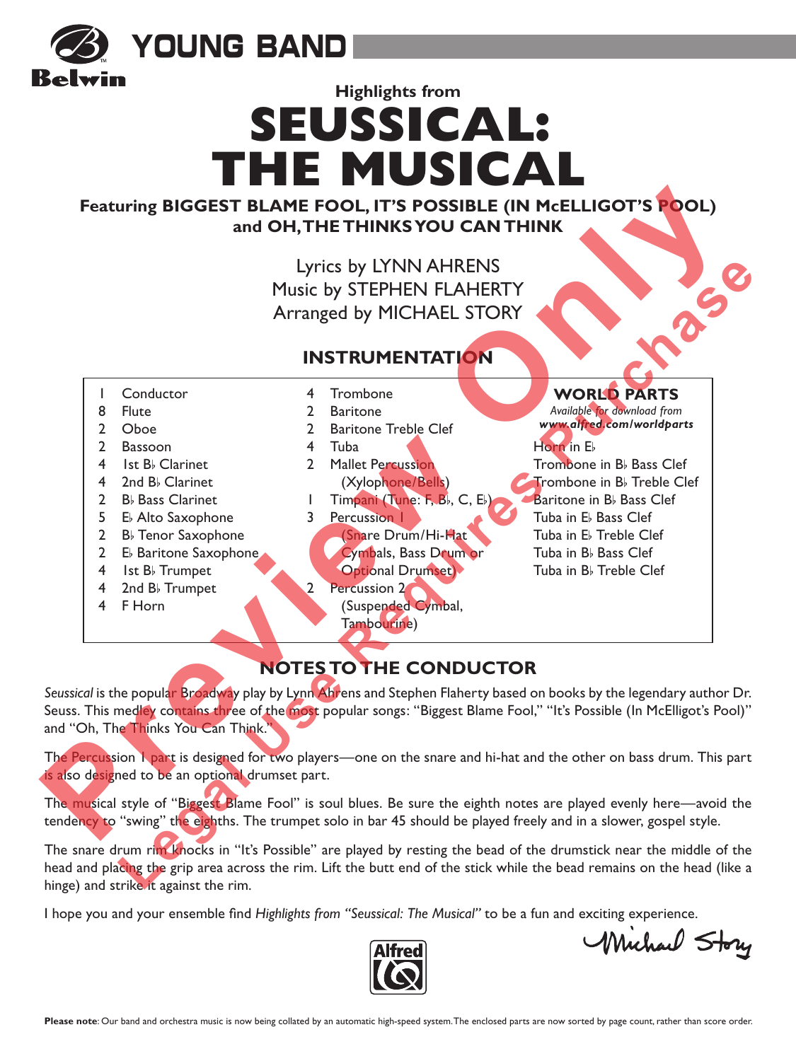**YOUNG BAND**

**Belwin**

### Highlights from

# SEUSSICAL: THE MUSICAL

**Featuring BIGGEST BLAME FOOL, IT'S POSSIBLE (IN McELLIGOT'S POOL) and OH, THE THINKS YOU CAN THINK**

Lyrics by LYNN AHRENS
Music by STEPHEN FLAHERTY
Arranged by MICHAEL STORY

## INSTRUMENTATION

- 1 Conductor
- 8 Flute
- 2 Oboe
- 2 Bassoon
- 4 1st B♭ Clarinet
- 4 2nd B♭ Clarinet
- 2 B♭ Bass Clarinet
- 5 E♭ Alto Saxophone
- 2 B♭ Tenor Saxophone
- 2 E♭ Baritone Saxophone
- 4 1st B♭ Trumpet
- 4 2nd B♭ Trumpet
- 4 F Horn
- 4 Trombone
- 2 Baritone
- 2 Baritone Treble Clef
- 4 Tuba
- 2 Mallet Percussion (Xylophone/Bells)
- 1 Timpani (Tune: F, B♭, C, E♭)
- 3 Percussion 1 (Snare Drum/Hi-Hat Cymbals, Bass Drum or Optional Drumset)
- 2 Percussion 2 (Suspended Cymbal, Tambourine)

**WORLD PARTS**
*Available for download from* ***www.alfred.com/worldparts***

- Horn in E♭
- Trombone in B♭ Bass Clef
- Trombone in B♭ Treble Clef
- Baritone in B♭ Bass Clef
- Tuba in E♭ Bass Clef
- Tuba in E♭ Treble Clef
- Tuba in B♭ Bass Clef
- Tuba in B♭ Treble Clef

## NOTES TO THE CONDUCTOR

*Seussical* is the popular Broadway play by Lynn Ahrens and Stephen Flaherty based on books by the legendary author Dr. Seuss. This medley contains three of the most popular songs: "Biggest Blame Fool," "It's Possible (In McElligot's Pool)" and "Oh, The Thinks You Can Think."

The Percussion 1 part is designed for two players—one on the snare and hi-hat and the other on bass drum. This part is also designed to be an optional drumset part.

The musical style of "Biggest Blame Fool" is soul blues. Be sure the eighth notes are played evenly here—avoid the tendency to "swing" the eighths. The trumpet solo in bar 45 should be played freely and in a slower, gospel style.

The snare drum rim knocks in "It's Possible" are played by resting the bead of the drumstick near the middle of the head and placing the grip area across the rim. Lift the butt end of the stick while the bead remains on the head (like a hinge) and strike it against the rim.

I hope you and your ensemble find *Highlights from "Seussical: The Musical"* to be a fun and exciting experience.

Michael Story

**Please note**: Our band and orchestra music is now being collated by an automatic high-speed system. The enclosed parts are now sorted by page count, rather than score order.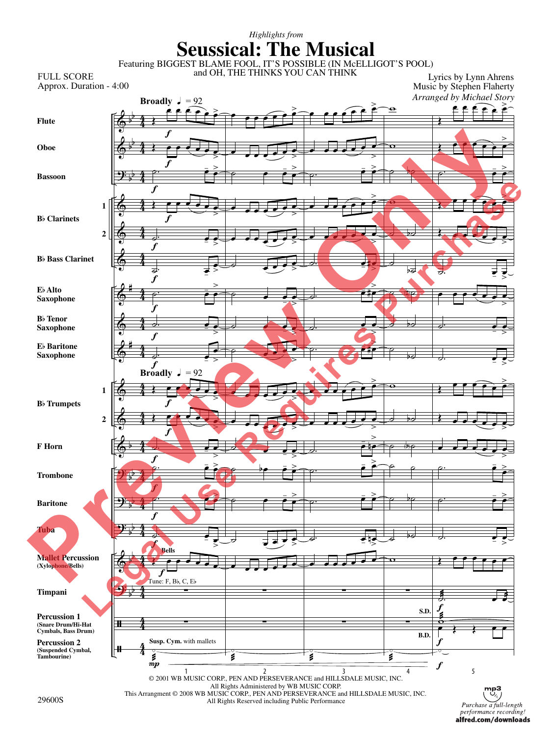*Highlights from*

# Seussical: The Musical

Featuring BIGGEST BLAME FOOL, IT'S POSSIBLE (IN McELLIGOT'S POOL) and OH, THE THINKS YOU CAN THINK

FULL SCORE
Approx. Duration - 4:00

Lyrics by Lynn Ahrens
Music by Stephen Flaherty
*Arranged by Michael Story*

**Broadly** ♩ = 92

Flute
Oboe
Bassoon
B♭ Clarinets 1, 2
B♭ Bass Clarinet
E♭ Alto Saxophone
B♭ Tenor Saxophone
E♭ Baritone Saxophone
B♭ Trumpets 1, 2
F Horn
Trombone
Baritone
Tuba
Mallet Percussion (Xylophone/Bells) — Bells
Timpani — Tune: F, B♭, C, E♭
Percussion 1 (Snare Drum/Hi-Hat Cymbals, Bass Drum) — S.D., B.D.
Percussion 2 (Suspended Cymbal, Tambourine) — Susp. Cym. with mallets

© 2001 WB MUSIC CORP., PEN AND PERSEVERANCE and HILLSDALE MUSIC, INC.
All Rights Administered by WB MUSIC CORP.
This Arrangement © 2008 WB MUSIC CORP., PEN AND PERSEVERANCE and HILLSDALE MUSIC, INC.
All Rights Reserved including Public Performance

29600S

*Purchase a full-length performance recording!*
**alfred.com/downloads**

Preview Only — Legal Use Requires Purchase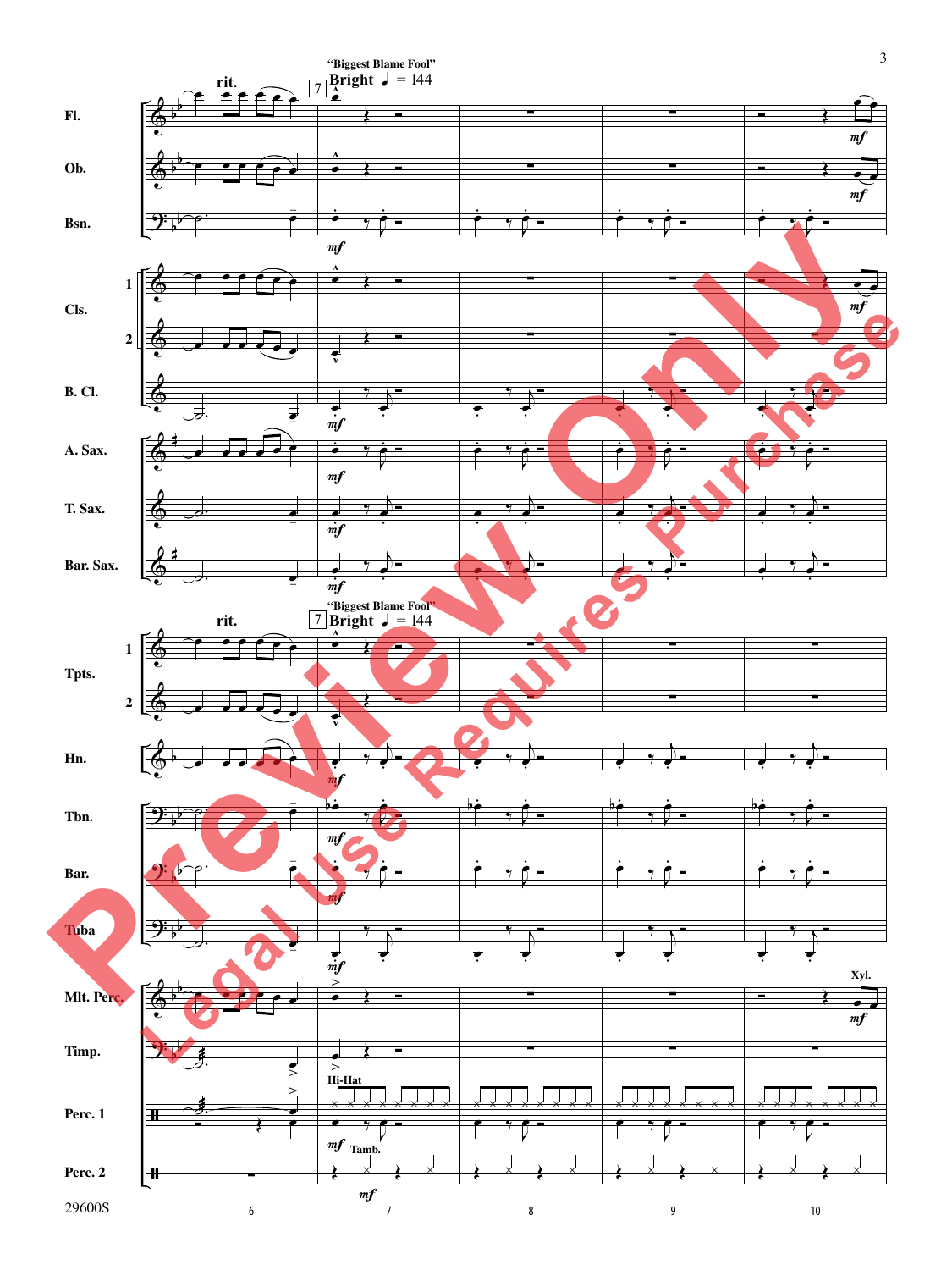rit.

7 "Biggest Blame Fool" **Bright** ♩ = 144

Fl.

Ob.

Bsn.

Cls. 1 2

B. Cl.

A. Sax.

T. Sax.

Bar. Sax.

rit.

7 "Biggest Blame Fool" **Bright** ♩ = 144

Tpts. 1 2

Hn.

Tbn.

Bar.

Tuba

Mlt. Perc.

Xyl.

Timp.

Perc. 1

Hi-Hat

Perc. 2

Tamb.

*mf*

29600S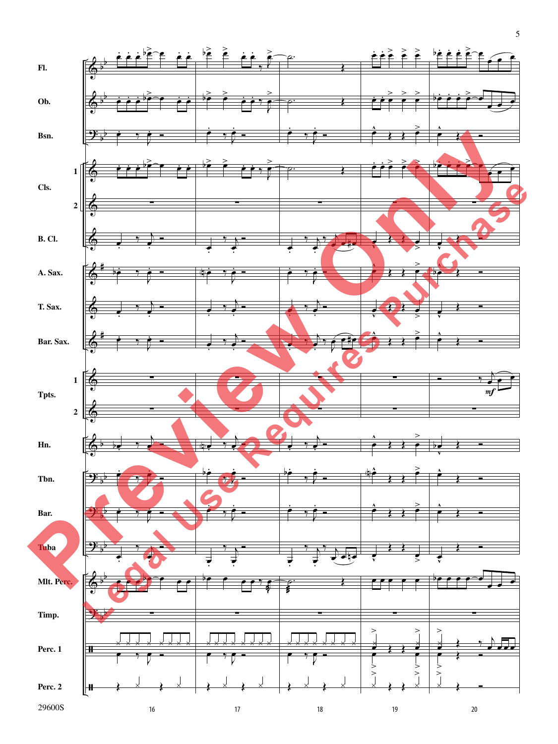Fl.

Ob.

Bsn.

Cls. 1

Cls. 2

B. Cl.

A. Sax.

T. Sax.

Bar. Sax.

Tpts. 1

Tpts. 2

Hn.

Tbn.

Bar.

Tuba

Mlt. Perc.

Timp.

Perc. 1

Perc. 2

*mf*

16 17 18 19 20

Preview Only

Legal Use Requires Purchase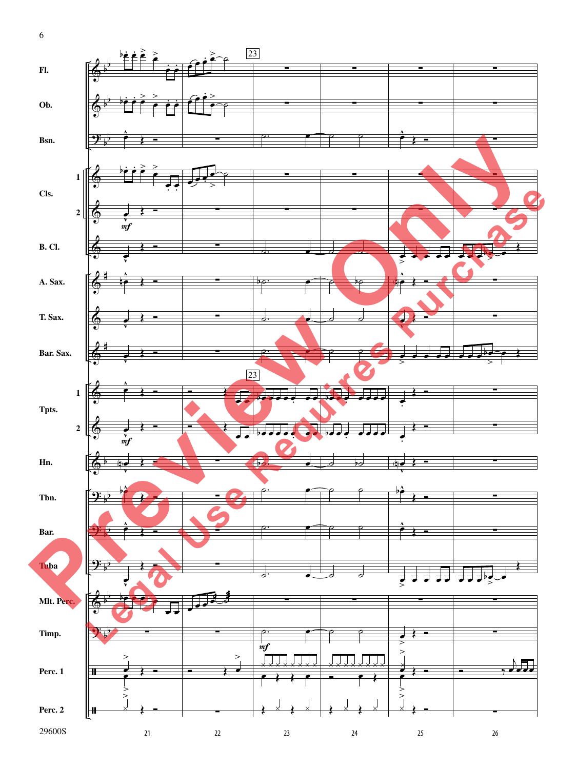Fl.

Ob.

Bsn.

Cls. 1

Cls. 2

B. Cl.

A. Sax.

T. Sax.

Bar. Sax.

Tpts. 1

Tpts. 2

Hn.

Tbn.

Bar.

Tuba

Mlt. Perc.

Timp.

Perc. 1

Perc. 2

23

*mf*

21 22 23 24 25 26

29600S

Preview Only

Legal Use Requires Purchase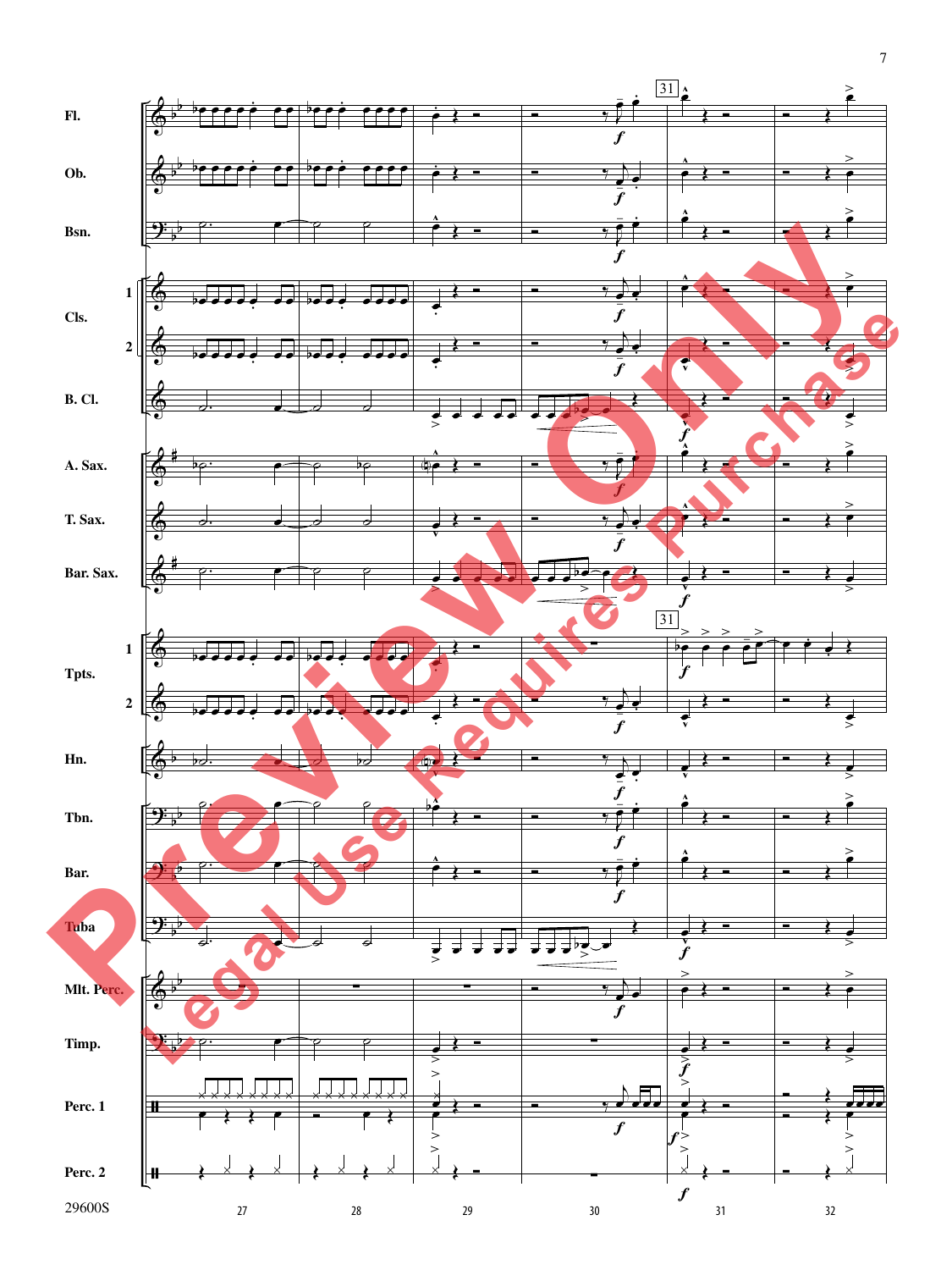Preview Only

Legal Use Requires Purchase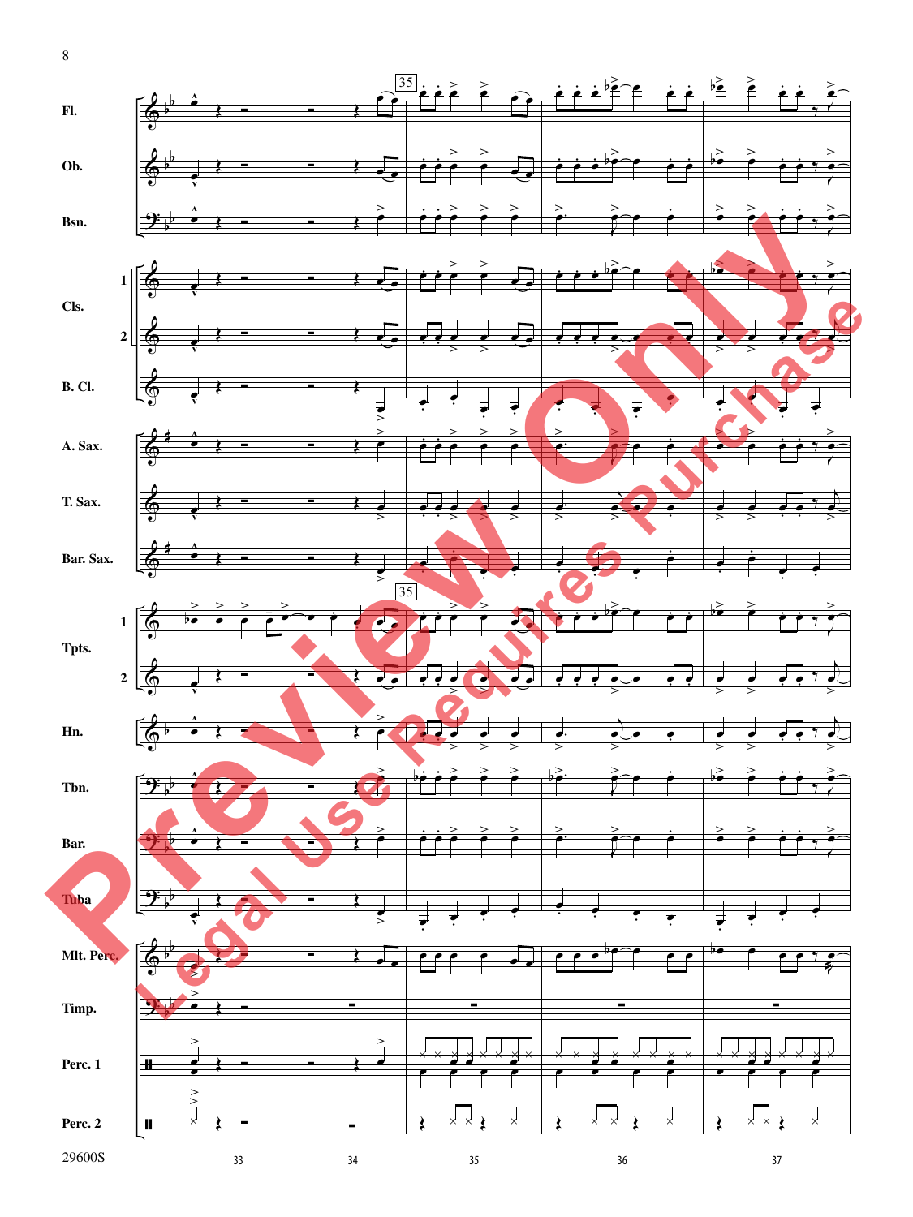Fl.

Ob.

Bsn.

Cls. 1

Cls. 2

B. Cl.

A. Sax.

T. Sax.

Bar. Sax.

Tpts. 1

Tpts. 2

Hn.

Tbn.

Bar.

Tuba

Mlt. Perc.

Timp.

Perc. 1

Perc. 2

35

33 34 35 36 37

29600S

Preview Only

Legal Use Requires Purchase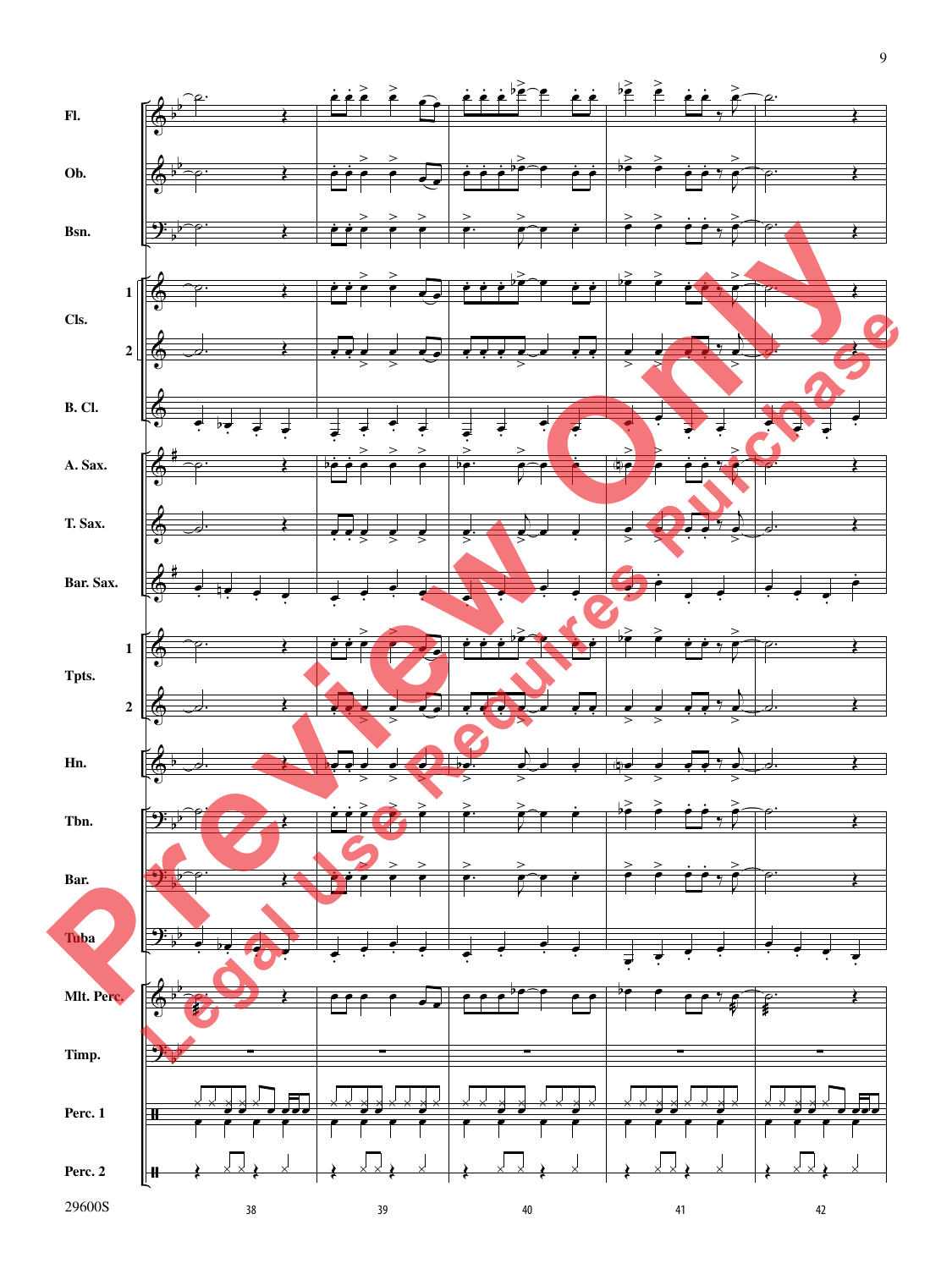Fl.

Ob.

Bsn.

Cls. 1 2

B. Cl.

A. Sax.

T. Sax.

Bar. Sax.

Tpts. 1 2

Hn.

Tbn.

Bar.

Tuba

Mlt. Perc.

Timp.

Perc. 1

Perc. 2

29600S

38 39 40 41 42

Preview Only

Legal Use Requires Purchase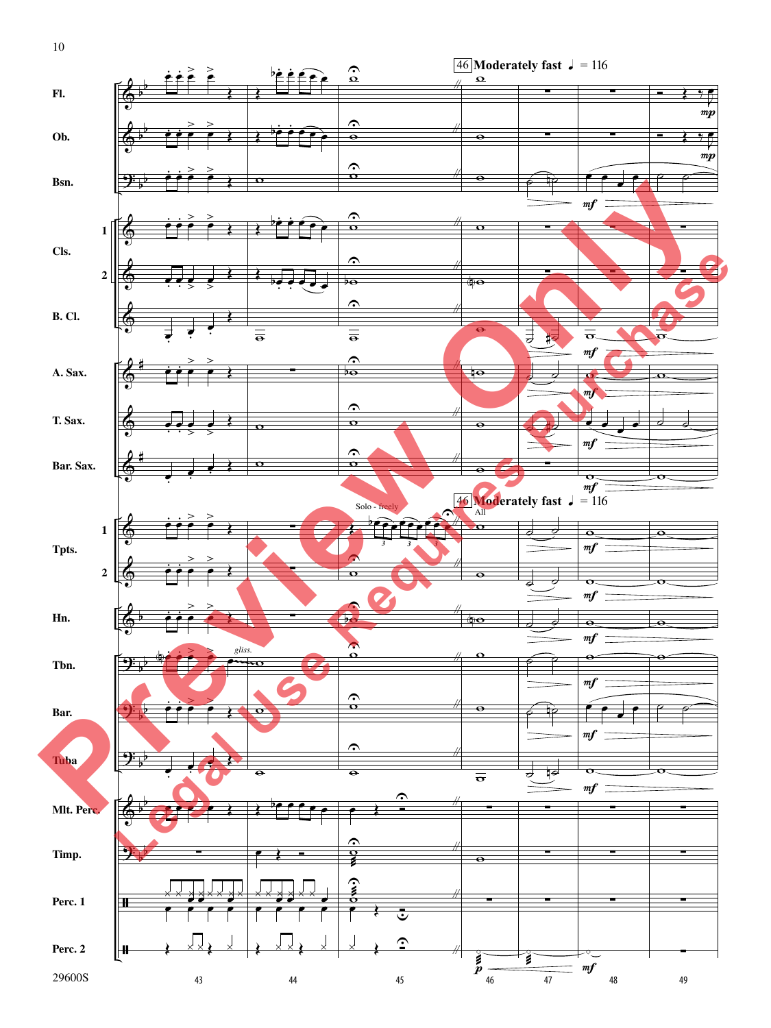46 Moderately fast ♩ = 116

Fl.

Ob.

Bsn.

Cls. 1 2

B. Cl.

A. Sax.

T. Sax.

Bar. Sax.

Tpts. 1 2

Solo - freely

All

Hn.

Tbn.

gliss.

Bar.

Tuba

Mlt. Perc.

Timp.

Perc. 1

Perc. 2

mp mf p

43 44 45 46 47 48 49

29600S

Preview Only

Legal Use Requires Purchase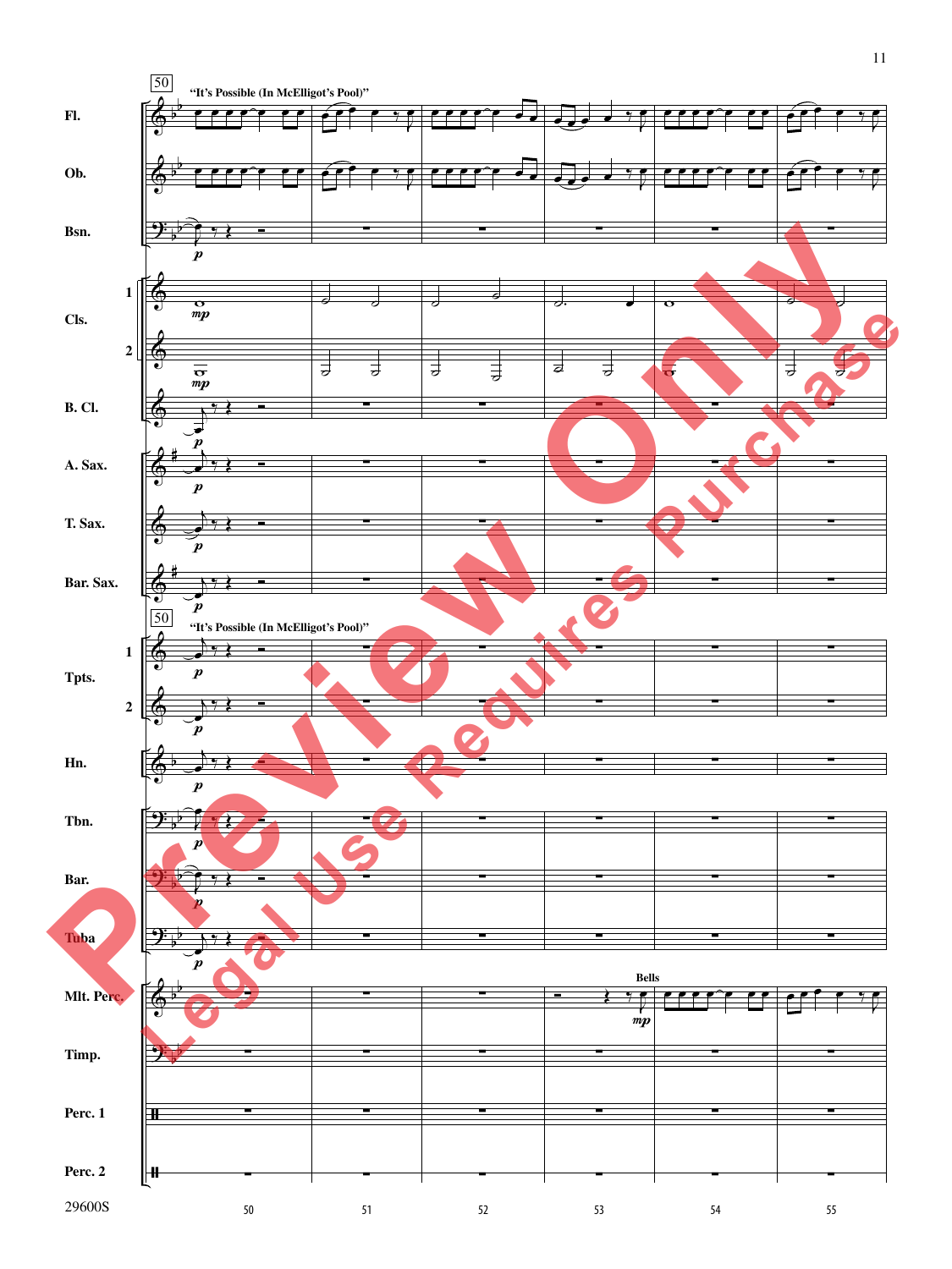50

"It's Possible (In McElligot's Pool)"

Fl.

Ob.

Bsn.

Cls. 1 2

B. Cl.

A. Sax.

T. Sax.

Bar. Sax.

50

"It's Possible (In McElligot's Pool)"

Tpts. 1 2

Hn.

Tbn.

Bar.

Tuba

Mlt. Perc.

Bells

Timp.

Perc. 1

Perc. 2

29600S

50 51 52 53 54 55

Preview Only

Legal Use Requires Purchase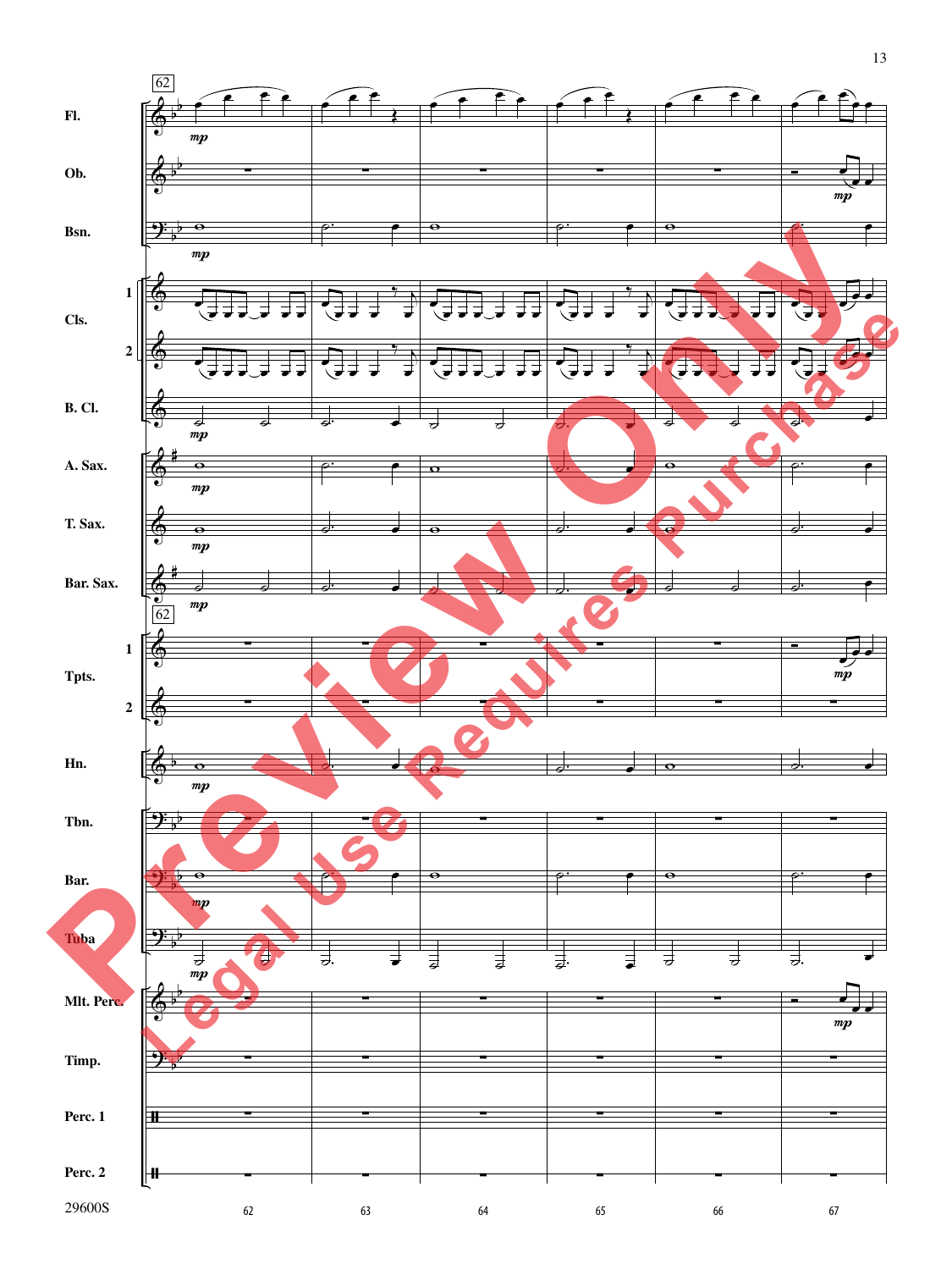Preview Only

Legal Use Requires Purchase

62

Fl. — *mp*

Ob. — *mp*

Bsn. — *mp*

Cls. 1, 2

B. Cl. — *mp*

A. Sax. — *mp*

T. Sax. — *mp*

Bar. Sax. — *mp*

62

Tpts. 1 — *mp*

Tpts. 2

Hn. — *mp*

Tbn.

Bar. — *mp*

Tuba — *mp*

Mlt. Perc. — *mp*

Timp.

Perc. 1

Perc. 2

62 63 64 65 66 67

29600S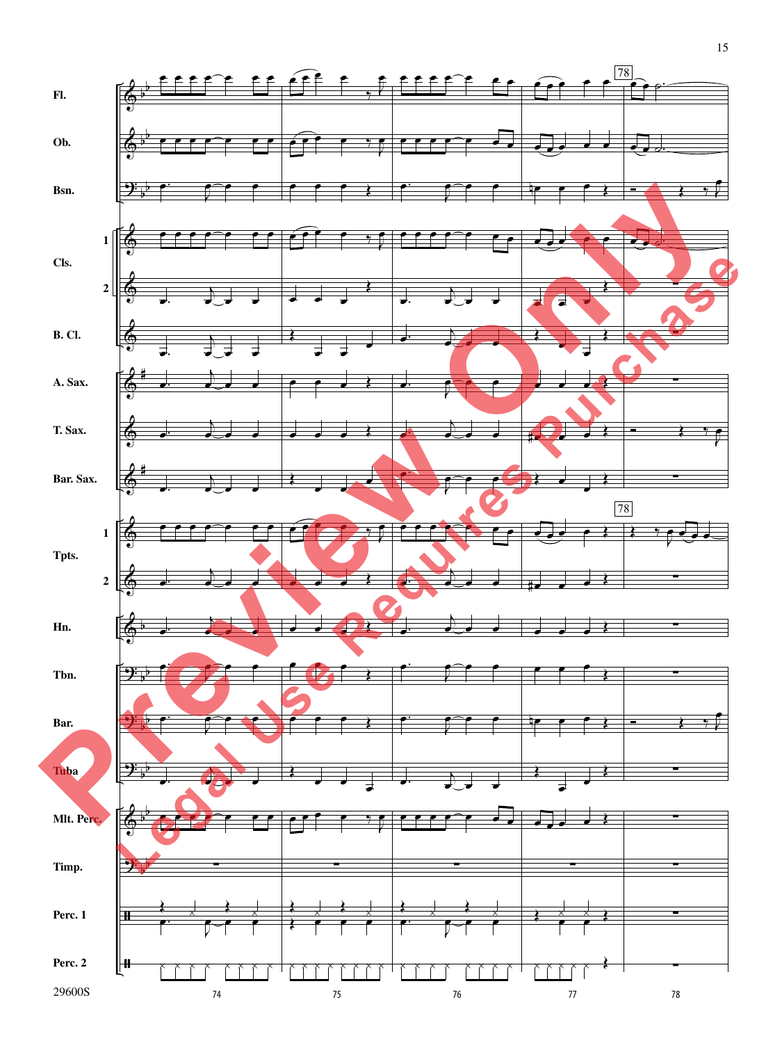Fl.

Ob.

Bsn.

Cls. 1

Cls. 2

B. Cl.

A. Sax.

T. Sax.

Bar. Sax.

Tpts. 1

Tpts. 2

Hn.

Tbn.

Bar.

Tuba

Mlt. Perc.

Timp.

Perc. 1

Perc. 2

78

74 75 76 77 78

29600S

Preview Only

Legal Use Requires Purchase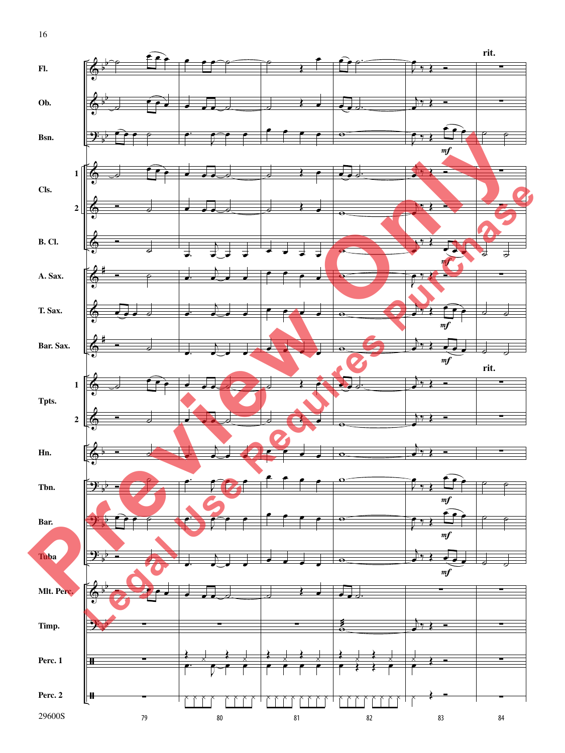Fl.

Ob.

Bsn.

Cls. 1

Cls. 2

B. Cl.

A. Sax.

T. Sax.

Bar. Sax.

Tpts. 1

Tpts. 2

Hn.

Tbn.

Bar.

Tuba

Mlt. Perc.

Timp.

Perc. 1

Perc. 2

rit.

*mf*

79 80 81 82 83 84

29600S

Preview Only

Legal Use Requires Purchase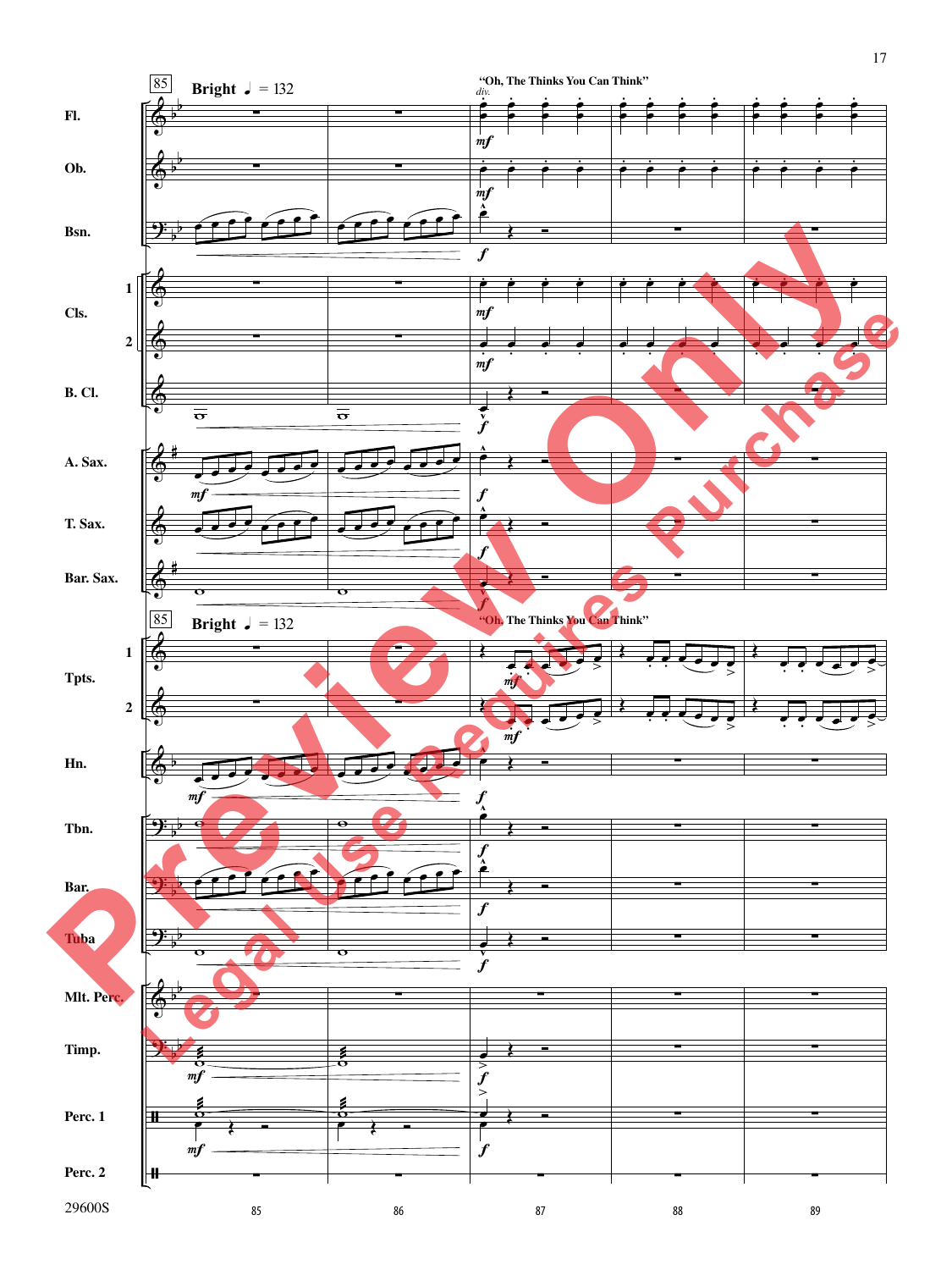85

**Bright** ♩ = 132

"Oh, The Thinks You Can Think"

*div.*

Fl.

Ob.

Bsn.

Cls. 1

Cls. 2

B. Cl.

A. Sax.

T. Sax.

Bar. Sax.

85

**Bright** ♩ = 132

"Oh, The Thinks You Can Think"

Tpts. 1

Tpts. 2

Hn.

Tbn.

Bar.

Tuba

Mlt. Perc.

Timp.

Perc. 1

Perc. 2

29600S

85 86 87 88 89

Preview Only

Legal Use Requires Purchase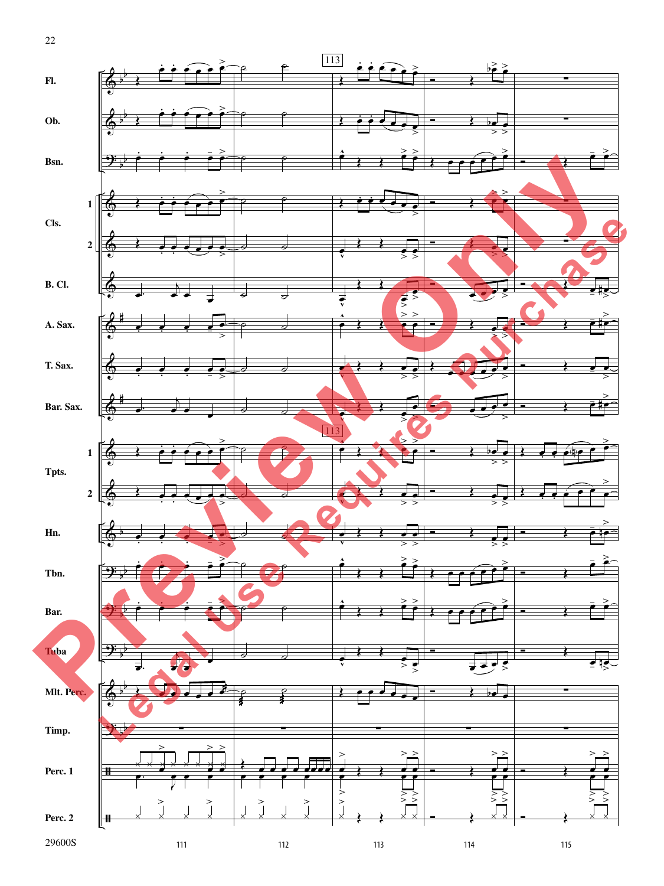113

Fl.

Ob.

Bsn.

Cls. 1 2

B. Cl.

A. Sax.

T. Sax.

Bar. Sax.

113

Tpts. 1 2

Hn.

Tbn.

Bar.

Tuba

Mlt. Perc.

Timp.

Perc. 1

Perc. 2

111 112 113 114 115

29600S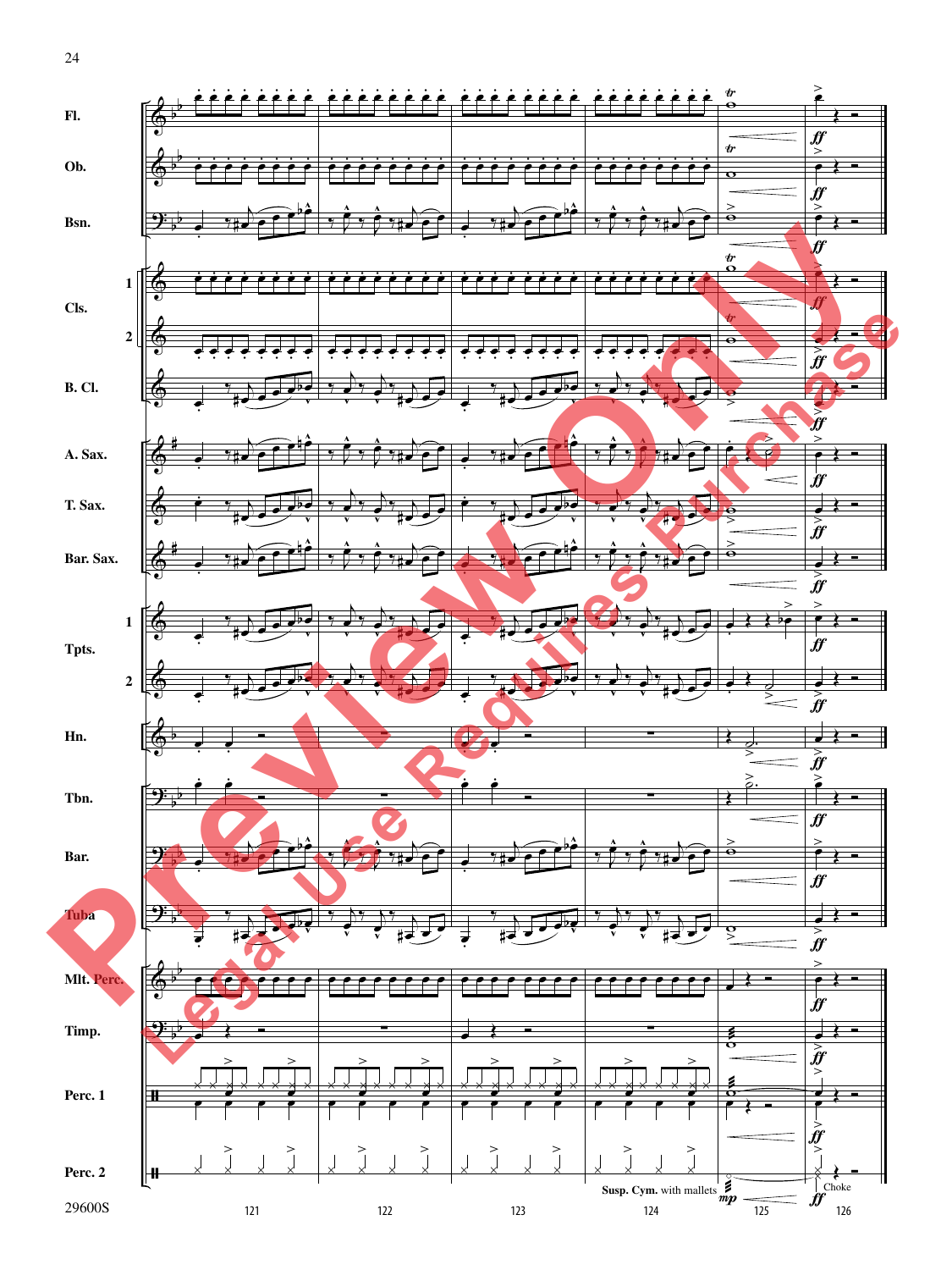Fl.

Ob.

Bsn.

Cls. 1

Cls. 2

B. Cl.

A. Sax.

T. Sax.

Bar. Sax.

Tpts. 1

Tpts. 2

Hn.

Tbn.

Bar.

Tuba

Mlt. Perc.

Timp.

Perc. 1

Perc. 2

Susp. Cym. with mallets

*mp*

*ff*

Choke

121 122 123 124 125 126

29600S

Preview Only

Legal Use Requires Purchase